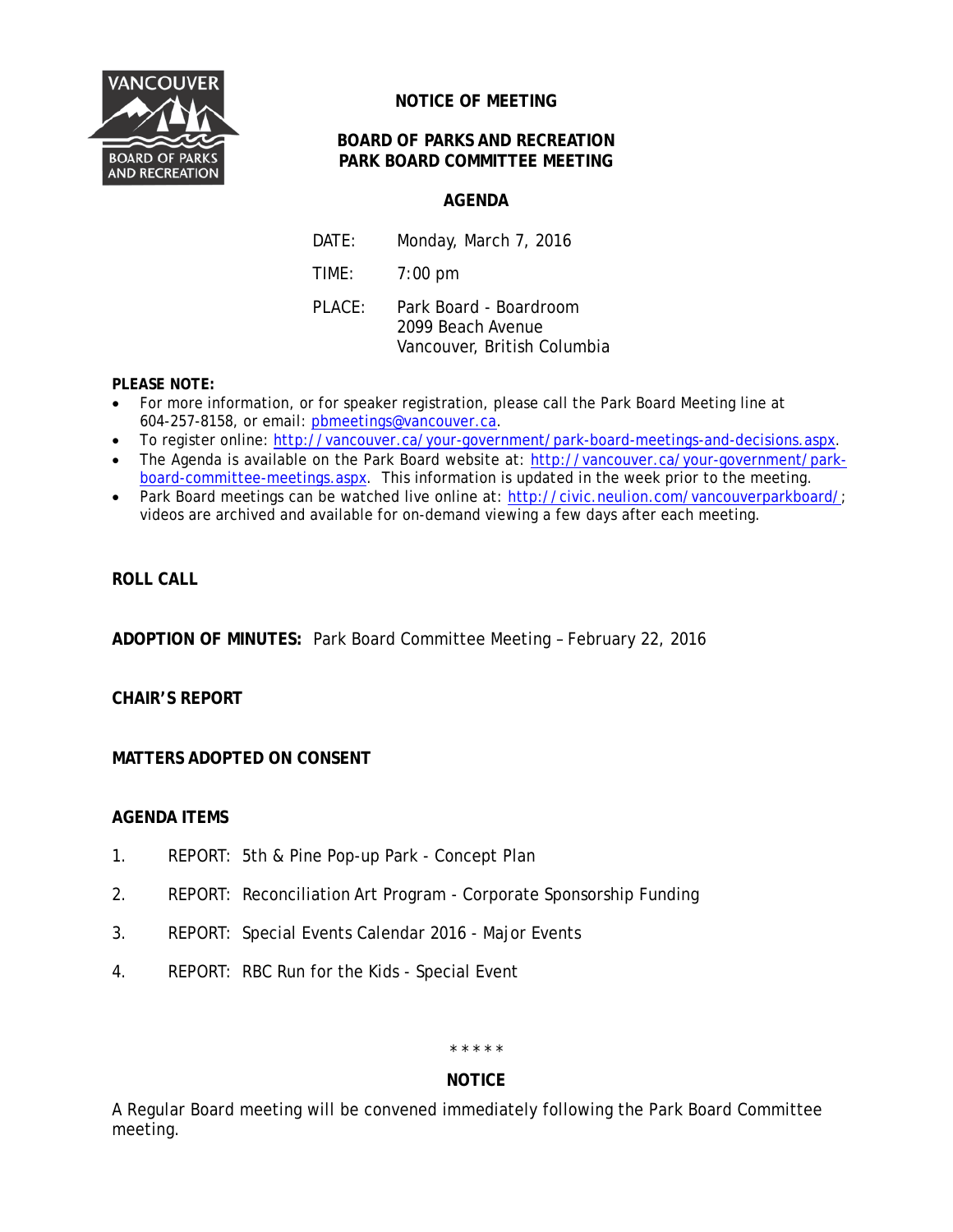# NOTICE OF MEETING

## BOARD OF PARKS AND RECREATION
## PARK BOARD COMMITTEE MEETING

## AGENDA

DATE: Monday, March 7, 2016

TIME: 7:00 pm

PLACE: Park Board - Boardroom
2099 Beach Avenue
Vancouver, British Columbia

**PLEASE NOTE:**

- For more information, or for speaker registration, please call the Park Board Meeting line at 604-257-8158, or email: pbmeetings@vancouver.ca.
- To register online: http://vancouver.ca/your-government/park-board-meetings-and-decisions.aspx.
- The Agenda is available on the Park Board website at: http://vancouver.ca/your-government/park-board-committee-meetings.aspx. This information is updated in the week prior to the meeting.
- Park Board meetings can be watched live online at: http://civic.neulion.com/vancouverparkboard/; videos are archived and available for on-demand viewing a few days after each meeting.

**ROLL CALL**

**ADOPTION OF MINUTES:** Park Board Committee Meeting – February 22, 2016

**CHAIR'S REPORT**

**MATTERS ADOPTED ON CONSENT**

**AGENDA ITEMS**

1. REPORT: 5th & Pine Pop-up Park - Concept Plan
2. REPORT: Reconciliation Art Program - Corporate Sponsorship Funding
3. REPORT: Special Events Calendar 2016 - Major Events
4. REPORT: RBC Run for the Kids - Special Event

\* \* \* \* \*

**NOTICE**

A Regular Board meeting will be convened immediately following the Park Board Committee meeting.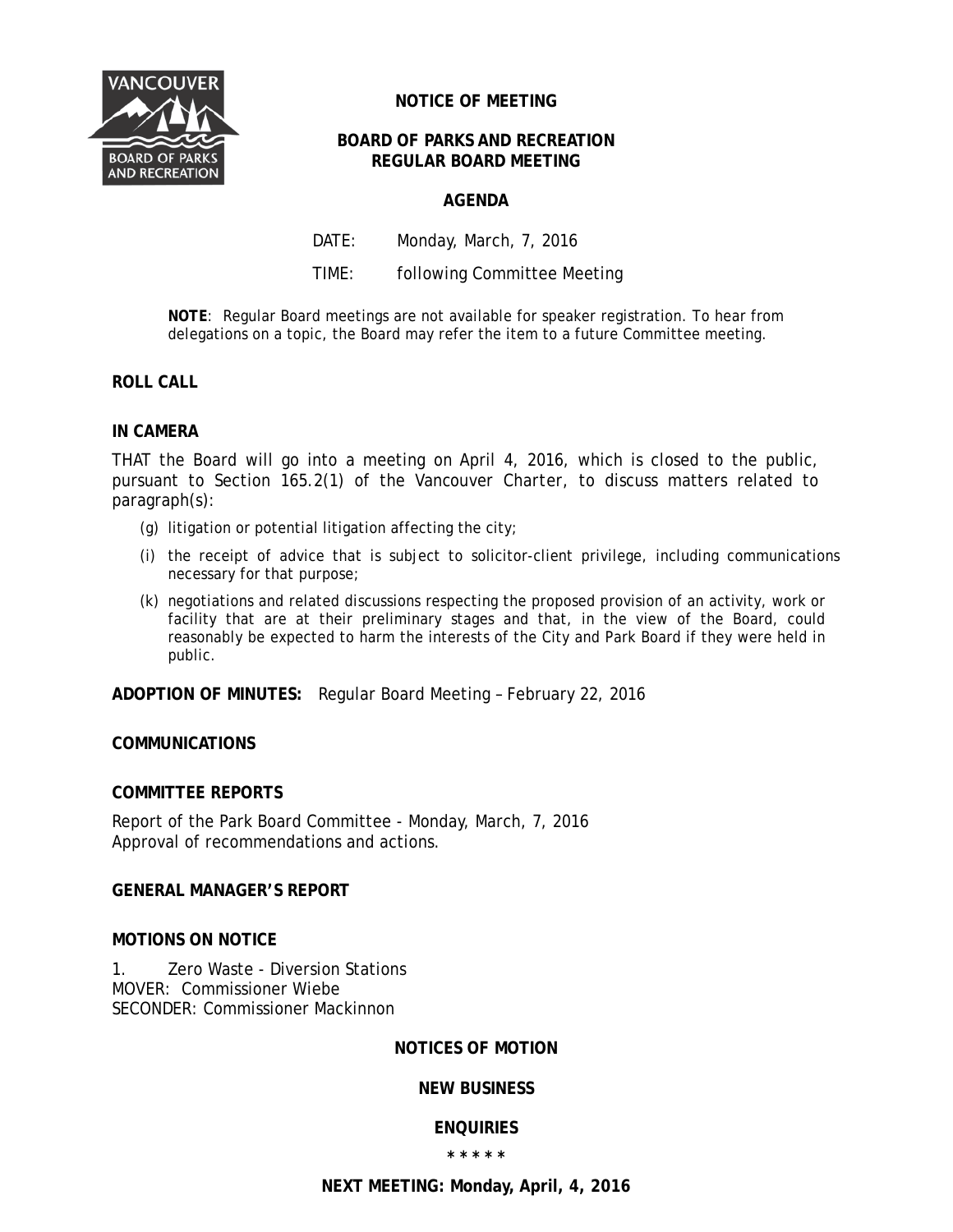**NOTICE OF MEETING**

**BOARD OF PARKS AND RECREATION**
**REGULAR BOARD MEETING**

**AGENDA**

DATE: Monday, March, 7, 2016

TIME: following Committee Meeting

**NOTE**: Regular Board meetings are not available for speaker registration. To hear from delegations on a topic, the Board may refer the item to a future Committee meeting.

**ROLL CALL**

**IN CAMERA**

THAT the Board will go into a meeting on April 4, 2016, which is closed to the public, pursuant to Section 165.2(1) of the Vancouver Charter, to discuss matters related to paragraph(s):

- (g) litigation or potential litigation affecting the city;
- (i) the receipt of advice that is subject to solicitor-client privilege, including communications necessary for that purpose;
- (k) negotiations and related discussions respecting the proposed provision of an activity, work or facility that are at their preliminary stages and that, in the view of the Board, could reasonably be expected to harm the interests of the City and Park Board if they were held in public.

**ADOPTION OF MINUTES:** Regular Board Meeting – February 22, 2016

**COMMUNICATIONS**

**COMMITTEE REPORTS**

Report of the Park Board Committee - Monday, March, 7, 2016
Approval of recommendations and actions.

**GENERAL MANAGER'S REPORT**

**MOTIONS ON NOTICE**

1. Zero Waste - Diversion Stations
MOVER: Commissioner Wiebe
SECONDER: Commissioner Mackinnon

**NOTICES OF MOTION**

**NEW BUSINESS**

**ENQUIRIES**

\* \* \* \* \*

**NEXT MEETING: Monday, April, 4, 2016**